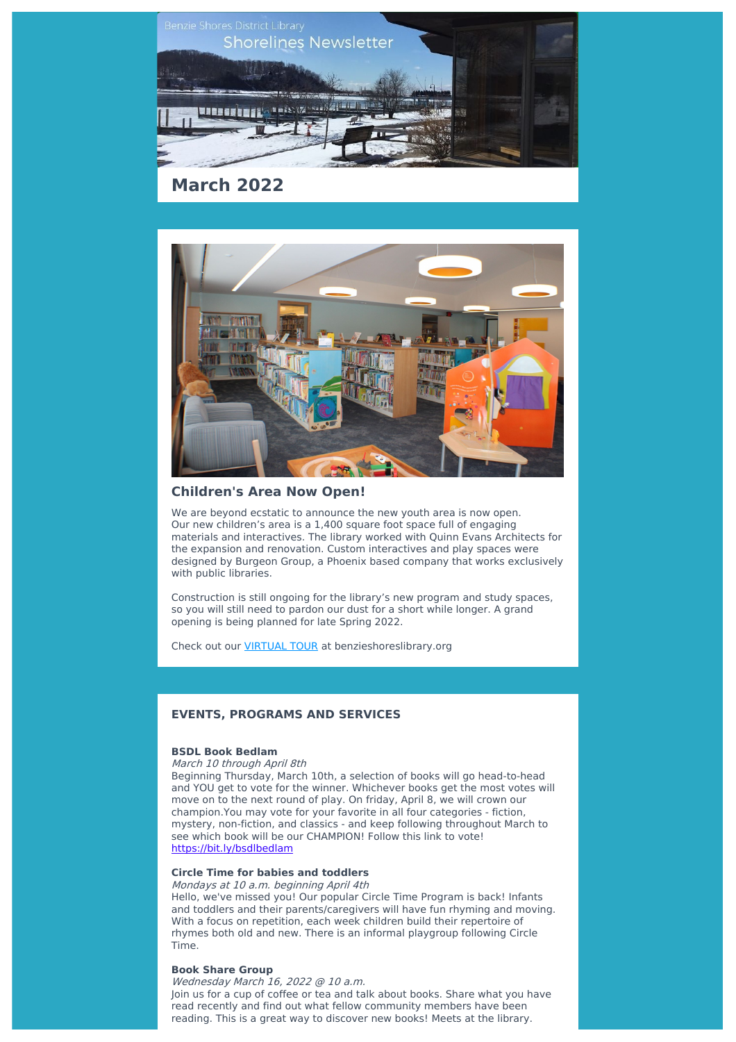Benzie Shores District Library

Shorelines Newsletter

## March 2022

### Children's Area Now Open!

We are beyond ecstatic to announce the new youth area is now open. Our new children's area is a 1,400 square foot space full of engaging materials and interactives. The library worked with Quinn Evans Architects for the expansion and renovation. Custom interactives and play spaces were designed by Burgeon Group, a Phoenix based company that works exclusively with public libraries.

Construction is still ongoing for the library's new program and study spaces, so you will still need to pardon our dust for a short while longer. A grand opening is being planned for late Spring 2022.

Check out our VIRTUAL TOUR at benzieshoreslibrary.org

### EVENTS, PROGRAMS AND SERVICES

**BSDL Book Bedlam**
*March 10 through April 8th*
Beginning Thursday, March 10th, a selection of books will go head-to-head and YOU get to vote for the winner. Whichever books get the most votes will move on to the next round of play. On friday, April 8, we will crown our champion.You may vote for your favorite in all four categories - fiction, mystery, non-fiction, and classics - and keep following throughout March to see which book will be our CHAMPION! Follow this link to vote! https://bit.ly/bsdlbedlam

**Circle Time for babies and toddlers**
*Mondays at 10 a.m. beginning April 4th*
Hello, we've missed you! Our popular Circle Time Program is back! Infants and toddlers and their parents/caregivers will have fun rhyming and moving. With a focus on repetition, each week children build their repertoire of rhymes both old and new. There is an informal playgroup following Circle Time.

**Book Share Group**
*Wednesday March 16, 2022 @ 10 a.m.*
Join us for a cup of coffee or tea and talk about books. Share what you have read recently and find out what fellow community members have been reading. This is a great way to discover new books! Meets at the library.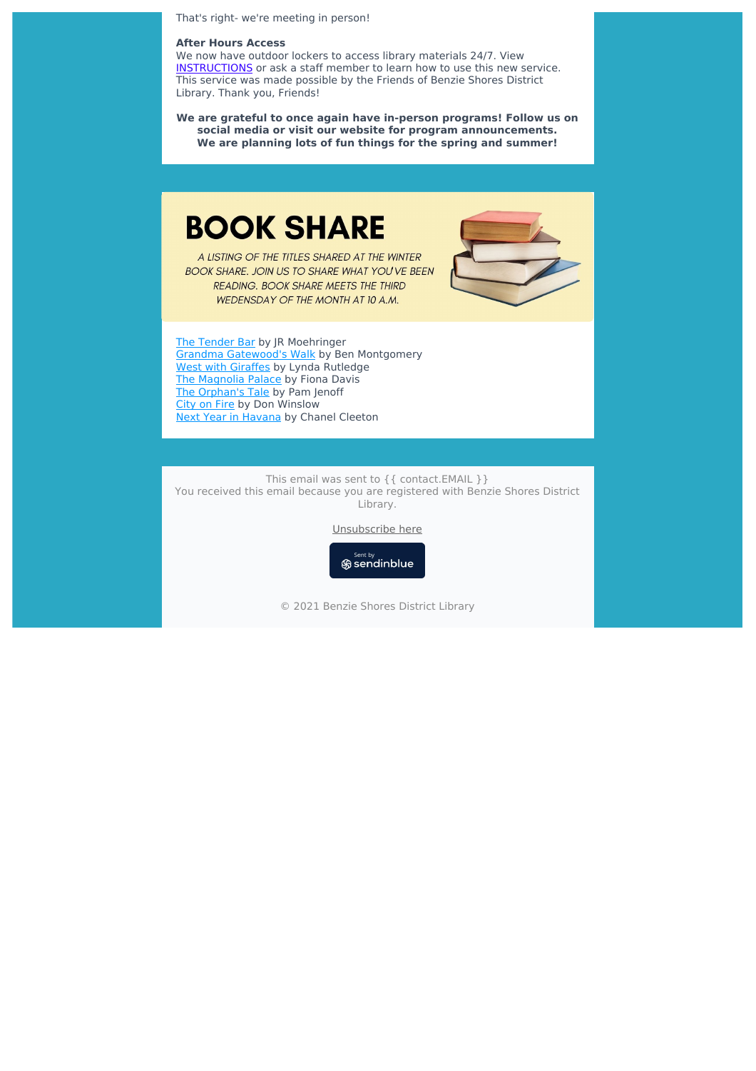That's right- we're meeting in person!

**After Hours Access**
We now have outdoor lockers to access library materials 24/7. View [INSTRUCTIONS] or ask a staff member to learn how to use this new service. This service was made possible by the Friends of Benzie Shores District Library. Thank you, Friends!

**We are grateful to once again have in-person programs! Follow us on social media or visit our website for program announcements. We are planning lots of fun things for the spring and summer!**

# BOOK SHARE

*A LISTING OF THE TITLES SHARED AT THE WINTER BOOK SHARE. JOIN US TO SHARE WHAT YOU'VE BEEN READING. BOOK SHARE MEETS THE THIRD WEDNESDAY OF THE MONTH AT 10 A.M.*

The Tender Bar by JR Moehringer
Grandma Gatewood's Walk by Ben Montgomery
West with Giraffes by Lynda Rutledge
The Magnolia Palace by Fiona Davis
The Orphan's Tale by Pam Jenoff
City on Fire by Don Winslow
Next Year in Havana by Chanel Cleeton

This email was sent to {{ contact.EMAIL }}
You received this email because you are registered with Benzie Shores District Library.

Unsubscribe here

Sent by sendinblue

© 2021 Benzie Shores District Library